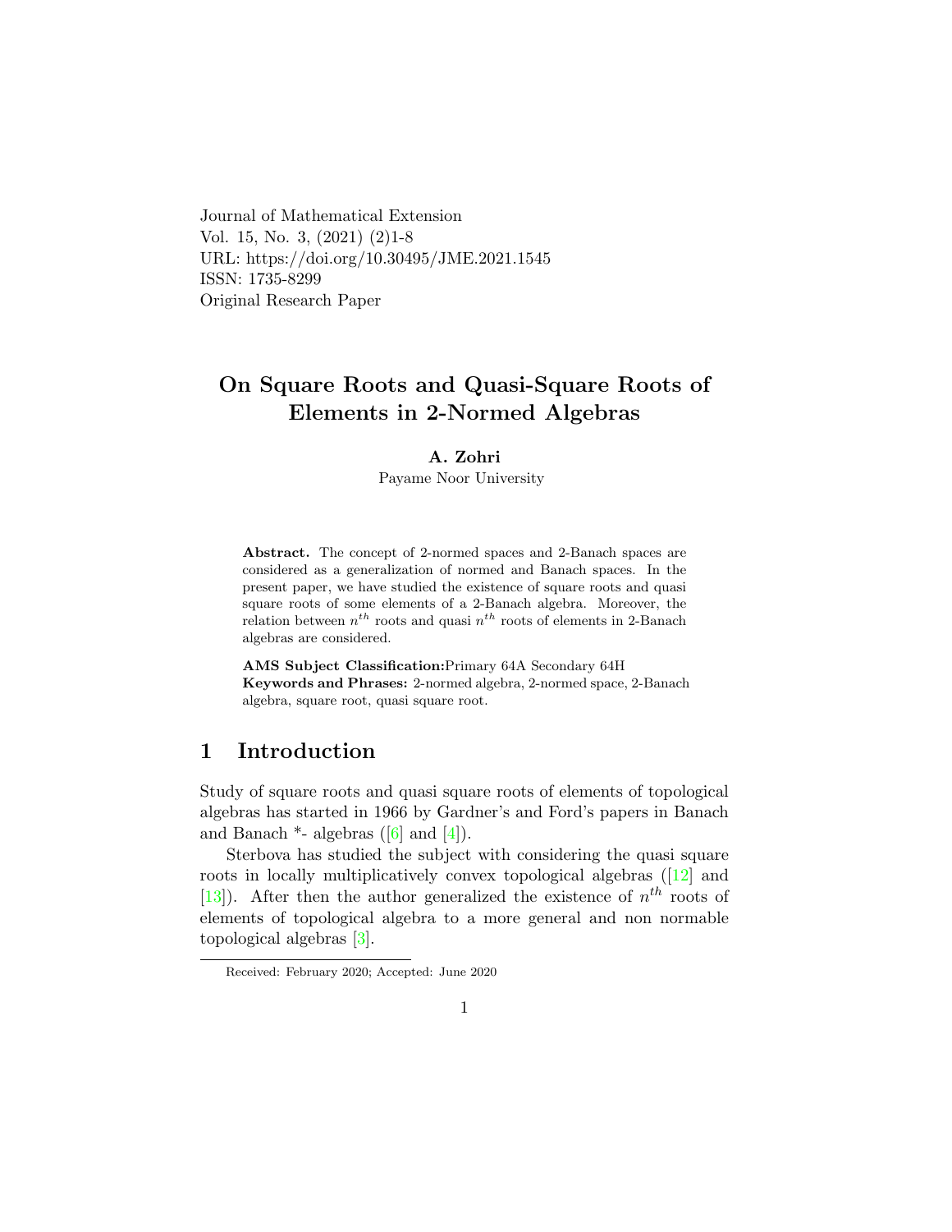Journal of Mathematical Extension
Vol. 15, No. 3, (2021) (2)1-8
URL: https://doi.org/10.30495/JME.2021.1545
ISSN: 1735-8299
Original Research Paper

# On Square Roots and Quasi-Square Roots of Elements in 2-Normed Algebras

**A. Zohri**
Payame Noor University

**Abstract.** The concept of 2-normed spaces and 2-Banach spaces are considered as a generalization of normed and Banach spaces. In the present paper, we have studied the existence of square roots and quasi square roots of some elements of a 2-Banach algebra. Moreover, the relation between $n^{th}$ roots and quasi $n^{th}$ roots of elements in 2-Banach algebras are considered.

**AMS Subject Classification:**Primary 64A Secondary 64H
**Keywords and Phrases:** 2-normed algebra, 2-normed space, 2-Banach algebra, square root, quasi square root.

## 1 Introduction

Study of square roots and quasi square roots of elements of topological algebras has started in 1966 by Gardner's and Ford's papers in Banach and Banach *- algebras ([6] and [4]).

Sterbova has studied the subject with considering the quasi square roots in locally multiplicatively convex topological algebras ([12] and [13]). After then the author generalized the existence of $n^{th}$ roots of elements of topological algebra to a more general and non normable topological algebras [3].

Received: February 2020; Accepted: June 2020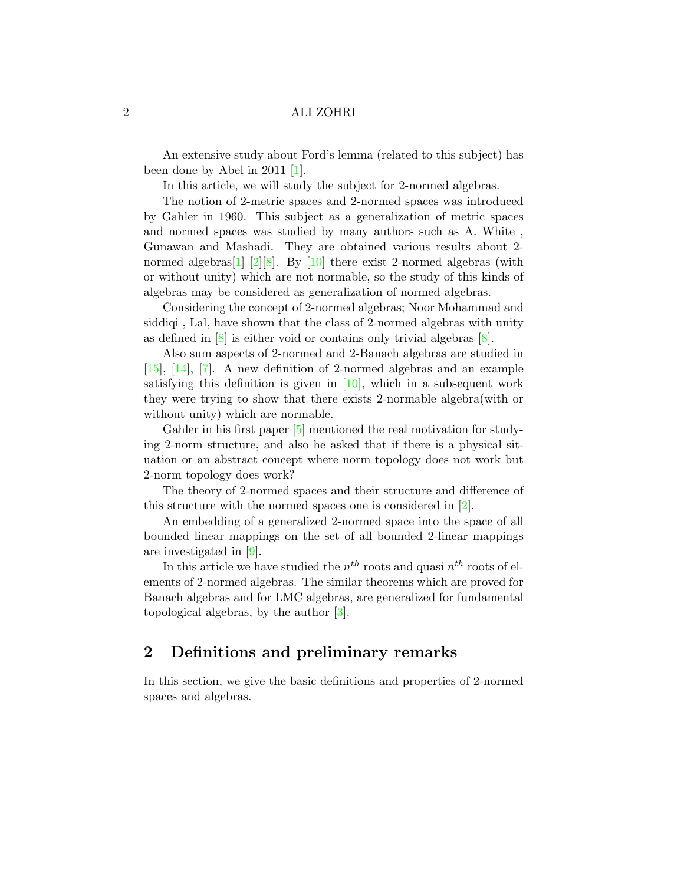An extensive study about Ford's lemma (related to this subject) has been done by Abel in 2011 [1].

In this article, we will study the subject for 2-normed algebras.

The notion of 2-metric spaces and 2-normed spaces was introduced by Gahler in 1960. This subject as a generalization of metric spaces and normed spaces was studied by many authors such as A. White , Gunawan and Mashadi. They are obtained various results about 2-normed algebras[1] [2][8]. By [10] there exist 2-normed algebras (with or without unity) which are not normable, so the study of this kinds of algebras may be considered as generalization of normed algebras.

Considering the concept of 2-normed algebras; Noor Mohammad and siddiqi , Lal, have shown that the class of 2-normed algebras with unity as defined in [8] is either void or contains only trivial algebras [8].

Also sum aspects of 2-normed and 2-Banach algebras are studied in [15], [14], [7]. A new definition of 2-normed algebras and an example satisfying this definition is given in [10], which in a subsequent work they were trying to show that there exists 2-normable algebra(with or without unity) which are normable.

Gahler in his first paper [5] mentioned the real motivation for studying 2-norm structure, and also he asked that if there is a physical situation or an abstract concept where norm topology does not work but 2-norm topology does work?

The theory of 2-normed spaces and their structure and difference of this structure with the normed spaces one is considered in [2].

An embedding of a generalized 2-normed space into the space of all bounded linear mappings on the set of all bounded 2-linear mappings are investigated in [9].

In this article we have studied the $n^{th}$ roots and quasi $n^{th}$ roots of elements of 2-normed algebras. The similar theorems which are proved for Banach algebras and for LMC algebras, are generalized for fundamental topological algebras, by the author [3].

## 2 Definitions and preliminary remarks

In this section, we give the basic definitions and properties of 2-normed spaces and algebras.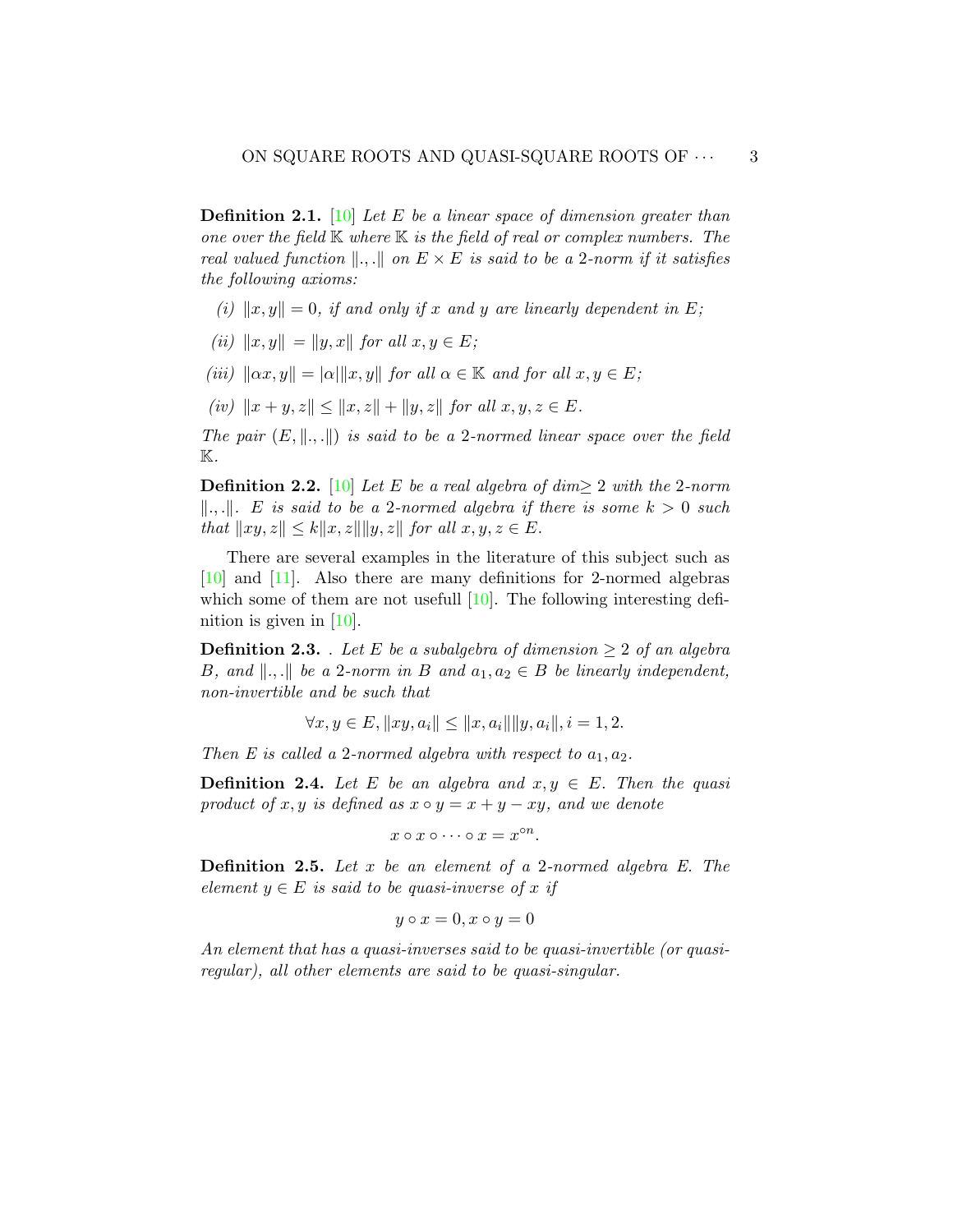**Definition 2.1.** [10] *Let $E$ be a linear space of dimension greater than one over the field $\mathbb{K}$ where $\mathbb{K}$ is the field of real or complex numbers. The real valued function $\|.,.\|$ on $E \times E$ is said to be a 2-norm if it satisfies the following axioms:*

*(i)* $\|x, y\| = 0$, *if and only if $x$ and $y$ are linearly dependent in $E$;*

*(ii)* $\|x, y\| = \|y, x\|$ *for all $x, y \in E$;*

*(iii)* $\|\alpha x, y\| = |\alpha|\|x, y\|$ *for all $\alpha \in \mathbb{K}$ and for all $x, y \in E$;*

*(iv)* $\|x + y, z\| \leq \|x, z\| + \|y, z\|$ *for all $x, y, z \in E$.*

*The pair $(E, \|.,.\|)$ is said to be a 2-normed linear space over the field $\mathbb{K}$.*

**Definition 2.2.** [10] *Let $E$ be a real algebra of dim$\geq 2$ with the 2-norm $\|.,.\|$. $E$ is said to be a 2-normed algebra if there is some $k > 0$ such that $\|xy, z\| \leq k\|x, z\|\|y, z\|$ for all $x, y, z \in E$.*

There are several examples in the literature of this subject such as [10] and [11]. Also there are many definitions for 2-normed algebras which some of them are not usefull [10]. The following interesting definition is given in [10].

**Definition 2.3.** . *Let $E$ be a subalgebra of dimension $\geq 2$ of an algebra $B$, and $\|.,.\|$ be a 2-norm in $B$ and $a_1, a_2 \in B$ be linearly independent, non-invertible and be such that*

$$\forall x, y \in E, \|xy, a_i\| \leq \|x, a_i\|\|y, a_i\|, i = 1, 2.$$

*Then $E$ is called a 2-normed algebra with respect to $a_1, a_2$.*

**Definition 2.4.** *Let $E$ be an algebra and $x, y \in E$. Then the quasi product of $x, y$ is defined as $x \circ y = x + y - xy$, and we denote*

$$x \circ x \circ \cdots \circ x = x^{\circ n}.$$

**Definition 2.5.** *Let $x$ be an element of a 2-normed algebra $E$. The element $y \in E$ is said to be quasi-inverse of $x$ if*

$$y \circ x = 0, x \circ y = 0$$

*An element that has a quasi-inverses said to be quasi-invertible (or quasi-regular), all other elements are said to be quasi-singular.*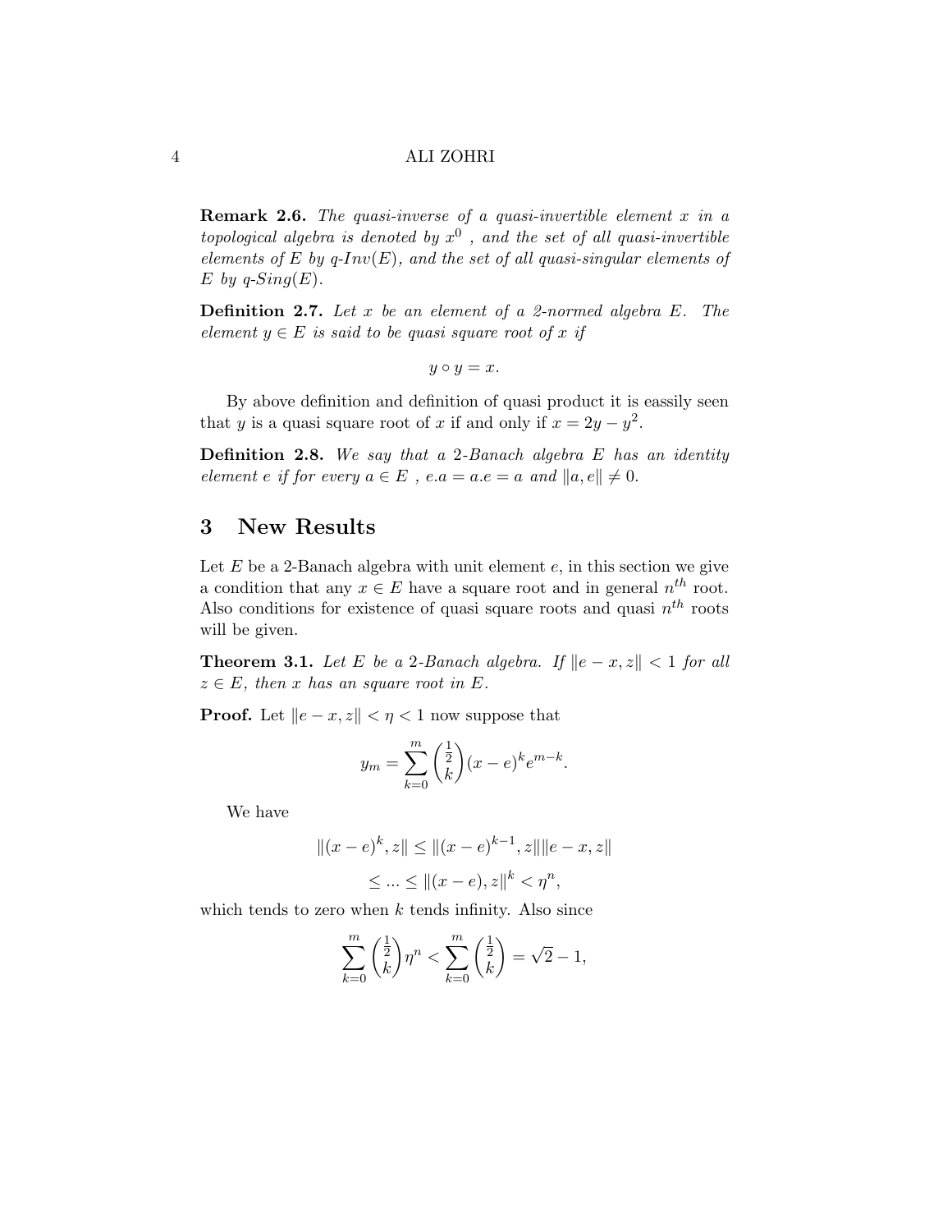**Remark 2.6.** *The quasi-inverse of a quasi-invertible element $x$ in a topological algebra is denoted by $x^0$ , and the set of all quasi-invertible elements of $E$ by q-$Inv(E)$, and the set of all quasi-singular elements of $E$ by q-$Sing(E)$.*

**Definition 2.7.** *Let $x$ be an element of a 2-normed algebra $E$. The element $y \in E$ is said to be quasi square root of $x$ if*

$$y \circ y = x.$$

By above definition and definition of quasi product it is eassily seen that $y$ is a quasi square root of $x$ if and only if $x = 2y - y^2$.

**Definition 2.8.** *We say that a 2-Banach algebra $E$ has an identity element $e$ if for every $a \in E$ , $e.a = a.e = a$ and $\|a, e\| \neq 0$.*

# 3 New Results

Let $E$ be a 2-Banach algebra with unit element $e$, in this section we give a condition that any $x \in E$ have a square root and in general $n^{th}$ root. Also conditions for existence of quasi square roots and quasi $n^{th}$ roots will be given.

**Theorem 3.1.** *Let $E$ be a 2-Banach algebra. If $\|e - x, z\| < 1$ for all $z \in E$, then $x$ has an square root in $E$.*

**Proof.** Let $\|e - x, z\| < \eta < 1$ now suppose that

$$y_m = \sum_{k=0}^{m} \binom{\frac{1}{2}}{k} (x - e)^k e^{m-k}.$$

We have

$$\|(x - e)^k, z\| \leq \|(x - e)^{k-1}, z\| \|e - x, z\|$$

$$\leq ... \leq \|(x - e), z\|^k < \eta^n,$$

which tends to zero when $k$ tends infinity. Also since

$$\sum_{k=0}^{m} \binom{\frac{1}{2}}{k} \eta^n < \sum_{k=0}^{m} \binom{\frac{1}{2}}{k} = \sqrt{2} - 1,$$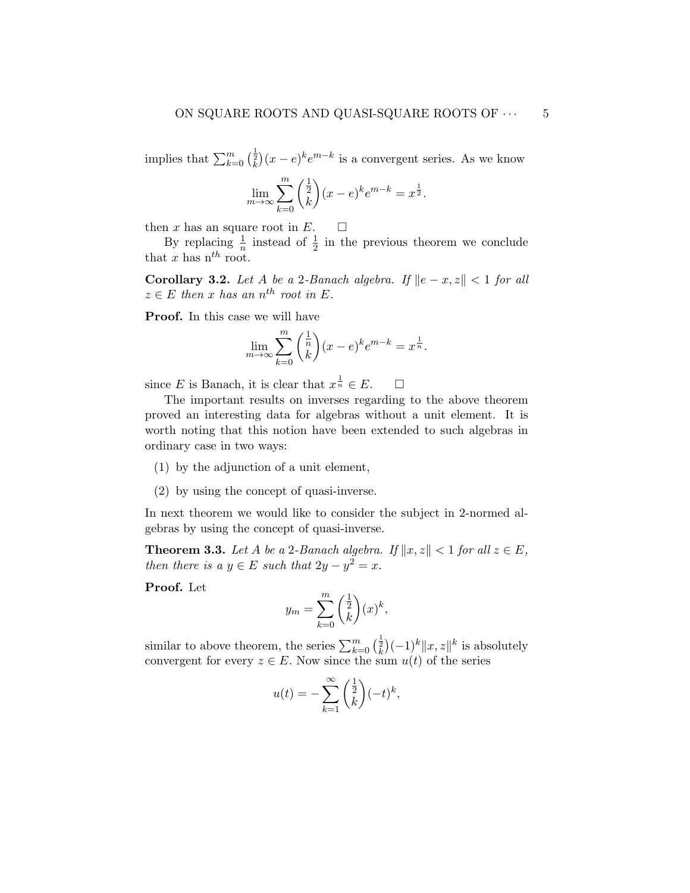implies that $\sum_{k=0}^{m} \binom{\frac{1}{2}}{k}(x-e)^k e^{m-k}$ is a convergent series. As we know

$$\lim_{m\to\infty} \sum_{k=0}^{m} \binom{\frac{1}{2}}{k}(x-e)^k e^{m-k} = x^{\frac{1}{2}}.$$

then $x$ has an square root in $E$. $\square$

By replacing $\frac{1}{n}$ instead of $\frac{1}{2}$ in the previous theorem we conclude that $x$ has n$^{th}$ root.

**Corollary 3.2.** *Let $A$ be a 2-Banach algebra. If $\|e - x, z\| < 1$ for all $z \in E$ then $x$ has an $n^{th}$ root in $E$.*

**Proof.** In this case we will have

$$\lim_{m\to\infty} \sum_{k=0}^{m} \binom{\frac{1}{n}}{k}(x-e)^k e^{m-k} = x^{\frac{1}{n}}.$$

since $E$ is Banach, it is clear that $x^{\frac{1}{n}} \in E$. $\square$

The important results on inverses regarding to the above theorem proved an interesting data for algebras without a unit element. It is worth noting that this notion have been extended to such algebras in ordinary case in two ways:

1. by the adjunction of a unit element,
2. by using the concept of quasi-inverse.

In next theorem we would like to consider the subject in 2-normed algebras by using the concept of quasi-inverse.

**Theorem 3.3.** *Let $A$ be a 2-Banach algebra. If $\|x, z\| < 1$ for all $z \in E$, then there is a $y \in E$ such that $2y - y^2 = x$.*

**Proof.** Let

$$y_m = \sum_{k=0}^{m} \binom{\frac{1}{2}}{k}(x)^k,$$

similar to above theorem, the series $\sum_{k=0}^{m} \binom{\frac{1}{2}}{k}(-1)^k \|x, z\|^k$ is absolutely convergent for every $z \in E$. Now since the sum $u(t)$ of the series

$$u(t) = -\sum_{k=1}^{\infty} \binom{\frac{1}{2}}{k}(-t)^k,$$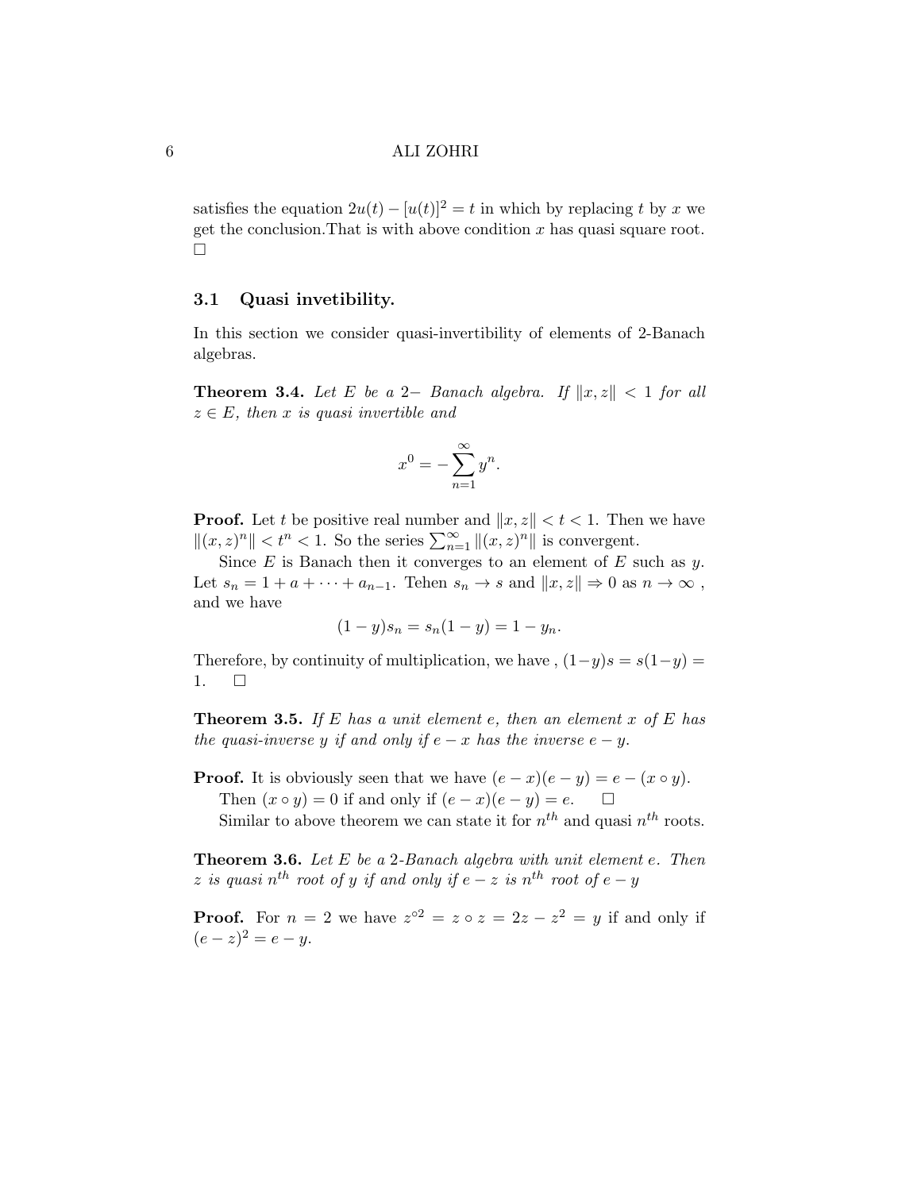satisfies the equation $2u(t) - [u(t)]^2 = t$ in which by replacing $t$ by $x$ we get the conclusion.That is with above condition $x$ has quasi square root. □

### 3.1 Quasi invetibility.

In this section we consider quasi-invertibility of elements of 2-Banach algebras.

**Theorem 3.4.** *Let $E$ be a 2− Banach algebra. If $\|x, z\| < 1$ for all $z \in E$, then $x$ is quasi invertible and*

$$x^0 = -\sum_{n=1}^{\infty} y^n.$$

**Proof.** Let $t$ be positive real number and $\|x, z\| < t < 1$. Then we have $\|(x, z)^n\| < t^n < 1$. So the series $\sum_{n=1}^{\infty} \|(x, z)^n\|$ is convergent.

Since $E$ is Banach then it converges to an element of $E$ such as $y$. Let $s_n = 1 + a + \cdots + a_{n-1}$. Tehen $s_n \to s$ and $\|x, z\| \Rightarrow 0$ as $n \to \infty$ , and we have

$$(1 - y)s_n = s_n(1 - y) = 1 - y_n.$$

Therefore, by continuity of multiplication, we have , $(1-y)s = s(1-y) = 1.$ □

**Theorem 3.5.** *If $E$ has a unit element $e$, then an element $x$ of $E$ has the quasi-inverse $y$ if and only if $e - x$ has the inverse $e - y$.*

**Proof.** It is obviously seen that we have $(e - x)(e - y) = e - (x \circ y)$.

Then $(x \circ y) = 0$ if and only if $(e - x)(e - y) = e$. □

Similar to above theorem we can state it for $n^{th}$ and quasi $n^{th}$ roots.

**Theorem 3.6.** *Let $E$ be a 2-Banach algebra with unit element $e$. Then $z$ is quasi $n^{th}$ root of $y$ if and only if $e - z$ is $n^{th}$ root of $e - y$*

**Proof.** For $n = 2$ we have $z^{\circ 2} = z \circ z = 2z - z^2 = y$ if and only if $(e - z)^2 = e - y$.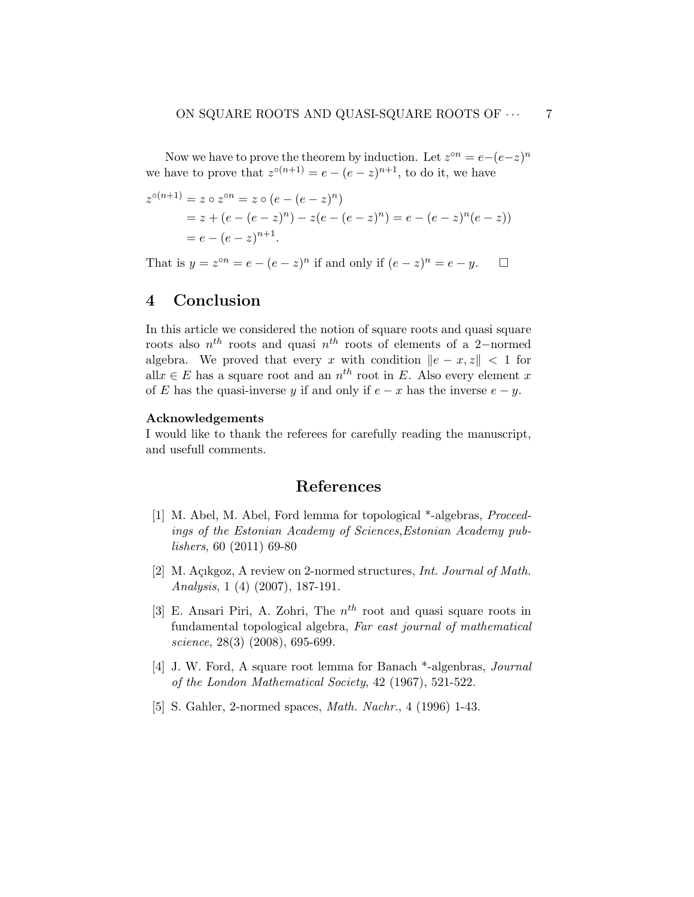Now we have to prove the theorem by induction. Let $z^{\circ n} = e-(e-z)^n$ we have to prove that $z^{\circ(n+1)} = e-(e-z)^{n+1}$, to do it, we have

$$
\begin{aligned}
z^{\circ(n+1)} &= z \circ z^{\circ n} = z \circ (e-(e-z)^n) \\
&= z + (e-(e-z)^n) - z(e-(e-z)^n) = e-(e-z)^n(e-z)) \\
&= e-(e-z)^{n+1}.
\end{aligned}
$$

That is $y = z^{\circ n} = e-(e-z)^n$ if and only if $(e-z)^n = e-y$. □

## 4 Conclusion

In this article we considered the notion of square roots and quasi square roots also $n^{th}$ roots and quasi $n^{th}$ roots of elements of a 2−normed algebra. We proved that every $x$ with condition $\|e-x, z\| < 1$ for all$x \in E$ has a square root and an $n^{th}$ root in $E$. Also every element $x$ of $E$ has the quasi-inverse $y$ if and only if $e-x$ has the inverse $e-y$.

**Acknowledgements**
I would like to thank the referees for carefully reading the manuscript, and usefull comments.

## References

[1] M. Abel, M. Abel, Ford lemma for topological *-algebras, *Proceedings of the Estonian Academy of Sciences,Estonian Academy publishers*, 60 (2011) 69-80

[2] M. Açıkgoz, A review on 2-normed structures, *Int. Journal of Math. Analysis*, 1 (4) (2007), 187-191.

[3] E. Ansari Piri, A. Zohri, The $n^{th}$ root and quasi square roots in fundamental topological algebra, *Far east journal of mathematical science*, 28(3) (2008), 695-699.

[4] J. W. Ford, A square root lemma for Banach *-algenbras, *Journal of the London Mathematical Society*, 42 (1967), 521-522.

[5] S. Gahler, 2-normed spaces, *Math. Nachr.*, 4 (1996) 1-43.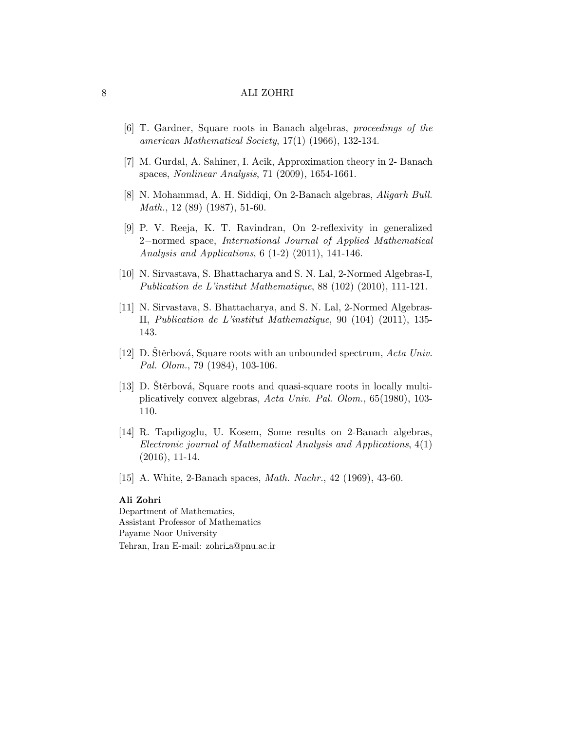[6] T. Gardner, Square roots in Banach algebras, *proceedings of the american Mathematical Society*, 17(1) (1966), 132-134.

[7] M. Gurdal, A. Sahiner, I. Acik, Approximation theory in 2- Banach spaces, *Nonlinear Analysis*, 71 (2009), 1654-1661.

[8] N. Mohammad, A. H. Siddiqi, On 2-Banach algebras, *Aligarh Bull. Math.*, 12 (89) (1987), 51-60.

[9] P. V. Reeja, K. T. Ravindran, On 2-reflexivity in generalized $2-$normed space, *International Journal of Applied Mathematical Analysis and Applications*, 6 (1-2) (2011), 141-146.

[10] N. Sirvastava, S. Bhattacharya and S. N. Lal, 2-Normed Algebras-I, *Publication de L'institut Mathematique*, 88 (102) (2010), 111-121.

[11] N. Sirvastava, S. Bhattacharya, and S. N. Lal, 2-Normed Algebras-II, *Publication de L'institut Mathematique*, 90 (104) (2011), 135-143.

[12] D. Štĕrbová, Square roots with an unbounded spectrum, *Acta Univ. Pal. Olom.*, 79 (1984), 103-106.

[13] D. Štĕrbová, Square roots and quasi-square roots in locally multiplicatively convex algebras, *Acta Univ. Pal. Olom.*, 65(1980), 103-110.

[14] R. Tapdigoglu, U. Kosem, Some results on 2-Banach algebras, *Electronic journal of Mathematical Analysis and Applications*, 4(1) (2016), 11-14.

[15] A. White, 2-Banach spaces, *Math. Nachr.*, 42 (1969), 43-60.

**Ali Zohri**
Department of Mathematics,
Assistant Professor of Mathematics
Payame Noor University
Tehran, Iran E-mail: zohri_a@pnu.ac.ir